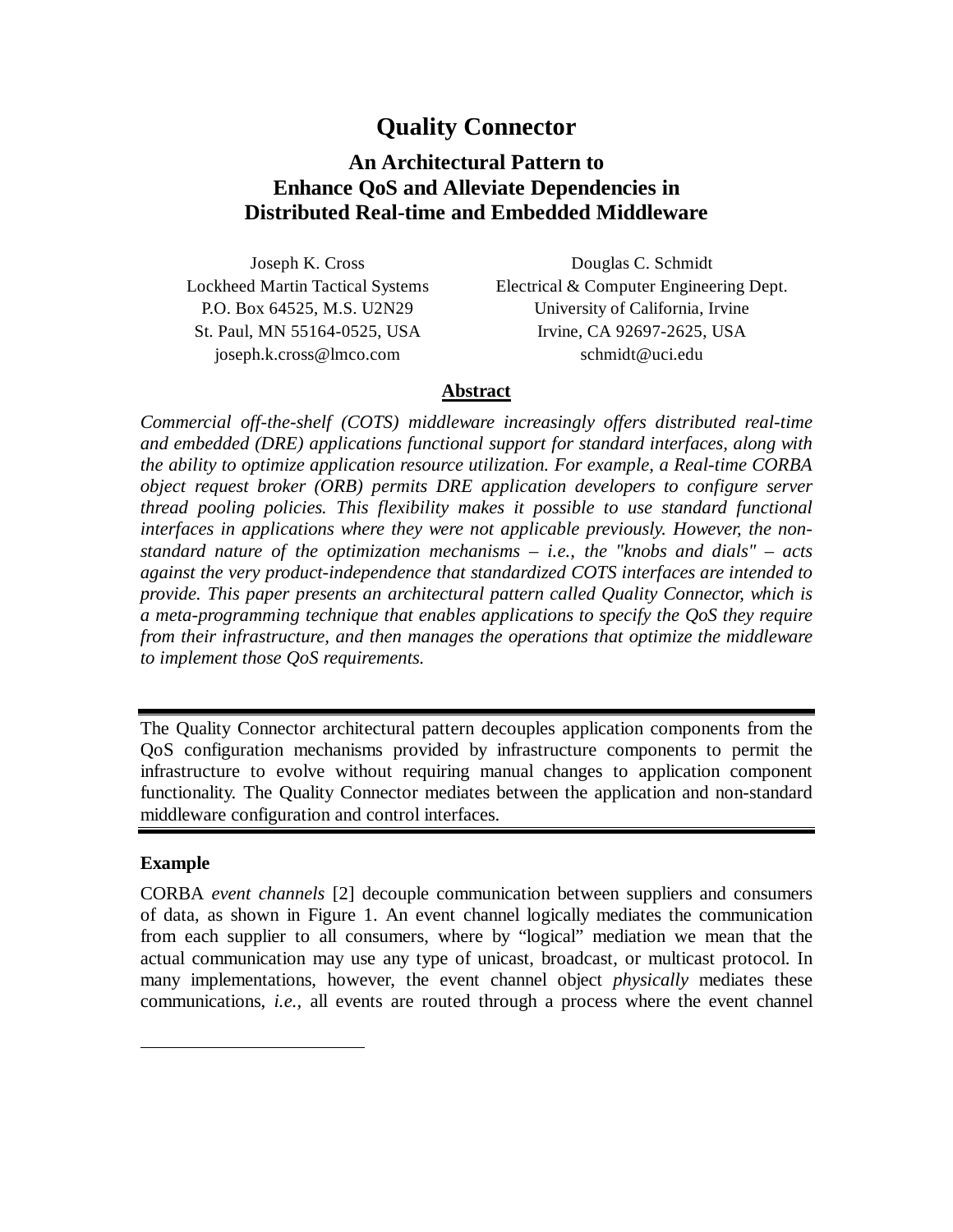# Quality Connector

## An Architectural Pattern to Enhance QoS and Alleviate Dependencies in Distributed Real-time and Embedded Middleware

Joseph K. Cross
Lockheed Martin Tactical Systems
P.O. Box 64525, M.S. U2N29
St. Paul, MN 55164-0525, USA
joseph.k.cross@lmco.com

Douglas C. Schmidt
Electrical & Computer Engineering Dept.
University of California, Irvine
Irvine, CA 92697-2625, USA
schmidt@uci.edu

**Abstract**

*Commercial off-the-shelf (COTS) middleware increasingly offers distributed real-time and embedded (DRE) applications functional support for standard interfaces, along with the ability to optimize application resource utilization. For example, a Real-time CORBA object request broker (ORB) permits DRE application developers to configure server thread pooling policies. This flexibility makes it possible to use standard functional interfaces in applications where they were not applicable previously. However, the non-standard nature of the optimization mechanisms – i.e., the "knobs and dials" – acts against the very product-independence that standardized COTS interfaces are intended to provide. This paper presents an architectural pattern called Quality Connector, which is a meta-programming technique that enables applications to specify the QoS they require from their infrastructure, and then manages the operations that optimize the middleware to implement those QoS requirements.*

---

The Quality Connector architectural pattern decouples application components from the QoS configuration mechanisms provided by infrastructure components to permit the infrastructure to evolve without requiring manual changes to application component functionality. The Quality Connector mediates between the application and non-standard middleware configuration and control interfaces.

---

### Example

CORBA *event channels* [2] decouple communication between suppliers and consumers of data, as shown in Figure 1. An event channel logically mediates the communication from each supplier to all consumers, where by "logical" mediation we mean that the actual communication may use any type of unicast, broadcast, or multicast protocol. In many implementations, however, the event channel object *physically* mediates these communications, *i.e.,* all events are routed through a process where the event channel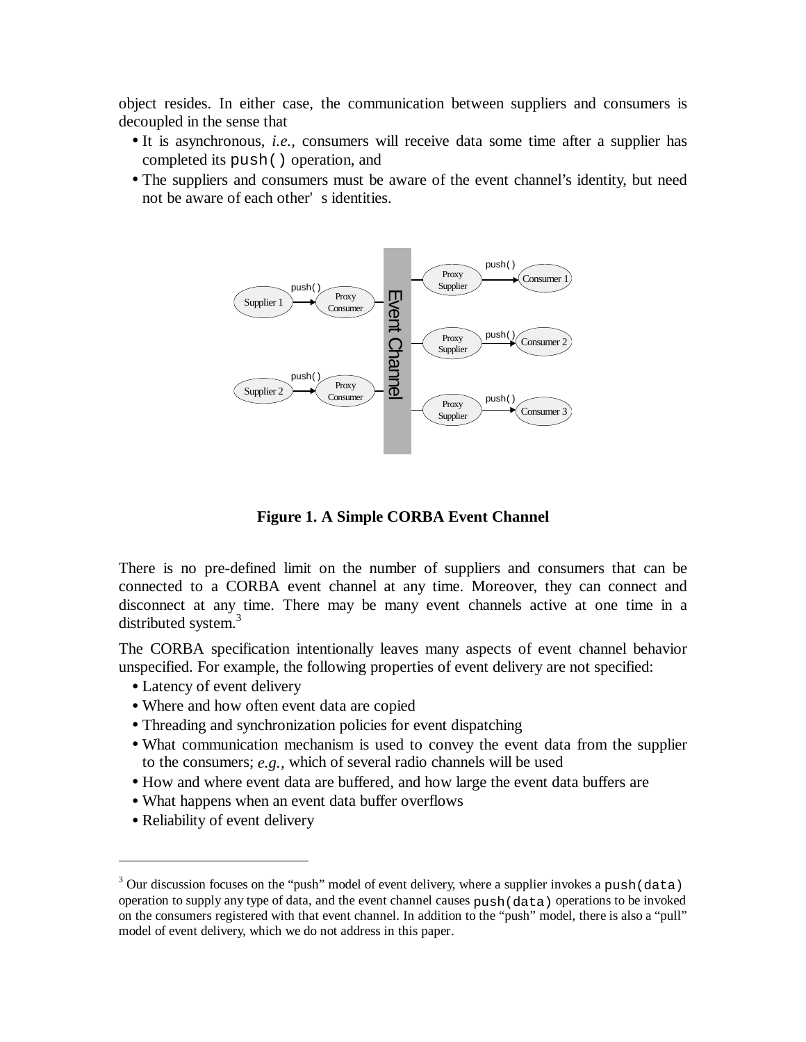object resides. In either case, the communication between suppliers and consumers is decoupled in the sense that

- It is asynchronous, *i.e.*, consumers will receive data some time after a supplier has completed its `push()` operation, and
- The suppliers and consumers must be aware of the event channel's identity, but need not be aware of each other's identities.

**Figure 1. A Simple CORBA Event Channel**

There is no pre-defined limit on the number of suppliers and consumers that can be connected to a CORBA event channel at any time. Moreover, they can connect and disconnect at any time. There may be many event channels active at one time in a distributed system.[3]

The CORBA specification intentionally leaves many aspects of event channel behavior unspecified. For example, the following properties of event delivery are not specified:

- Latency of event delivery
- Where and how often event data are copied
- Threading and synchronization policies for event dispatching
- What communication mechanism is used to convey the event data from the supplier to the consumers; *e.g.*, which of several radio channels will be used
- How and where event data are buffered, and how large the event data buffers are
- What happens when an event data buffer overflows
- Reliability of event delivery

---

[3] Our discussion focuses on the "push" model of event delivery, where a supplier invokes a `push(data)` operation to supply any type of data, and the event channel causes `push(data)` operations to be invoked on the consumers registered with that event channel. In addition to the "push" model, there is also a "pull" model of event delivery, which we do not address in this paper.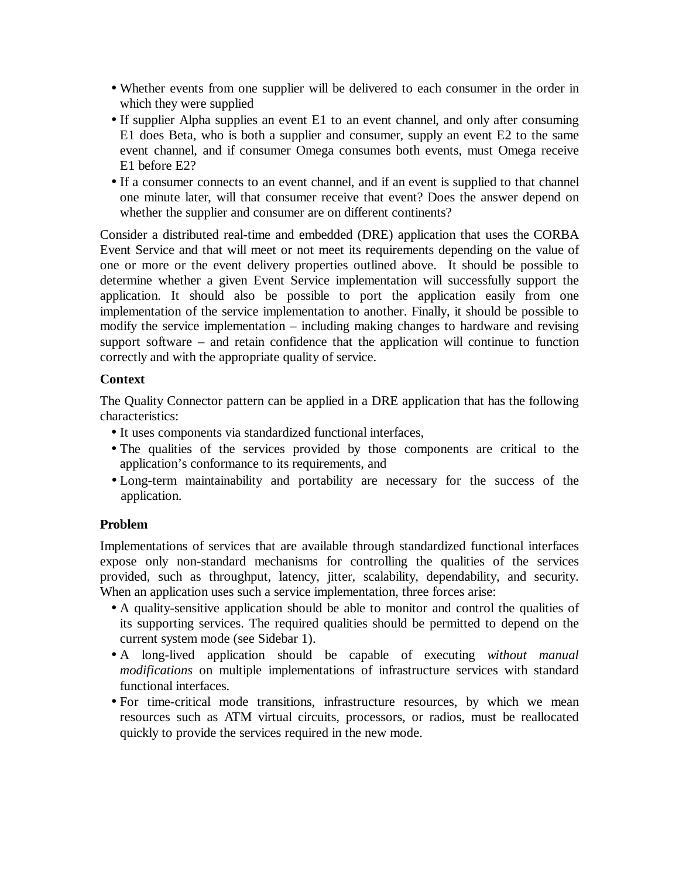- Whether events from one supplier will be delivered to each consumer in the order in which they were supplied
- If supplier Alpha supplies an event E1 to an event channel, and only after consuming E1 does Beta, who is both a supplier and consumer, supply an event E2 to the same event channel, and if consumer Omega consumes both events, must Omega receive E1 before E2?
- If a consumer connects to an event channel, and if an event is supplied to that channel one minute later, will that consumer receive that event? Does the answer depend on whether the supplier and consumer are on different continents?

Consider a distributed real-time and embedded (DRE) application that uses the CORBA Event Service and that will meet or not meet its requirements depending on the value of one or more or the event delivery properties outlined above. It should be possible to determine whether a given Event Service implementation will successfully support the application. It should also be possible to port the application easily from one implementation of the service implementation to another. Finally, it should be possible to modify the service implementation – including making changes to hardware and revising support software – and retain confidence that the application will continue to function correctly and with the appropriate quality of service.

**Context**

The Quality Connector pattern can be applied in a DRE application that has the following characteristics:

- It uses components via standardized functional interfaces,
- The qualities of the services provided by those components are critical to the application's conformance to its requirements, and
- Long-term maintainability and portability are necessary for the success of the application.

**Problem**

Implementations of services that are available through standardized functional interfaces expose only non-standard mechanisms for controlling the qualities of the services provided, such as throughput, latency, jitter, scalability, dependability, and security. When an application uses such a service implementation, three forces arise:

- A quality-sensitive application should be able to monitor and control the qualities of its supporting services. The required qualities should be permitted to depend on the current system mode (see Sidebar 1).
- A long-lived application should be capable of executing *without manual modifications* on multiple implementations of infrastructure services with standard functional interfaces.
- For time-critical mode transitions, infrastructure resources, by which we mean resources such as ATM virtual circuits, processors, or radios, must be reallocated quickly to provide the services required in the new mode.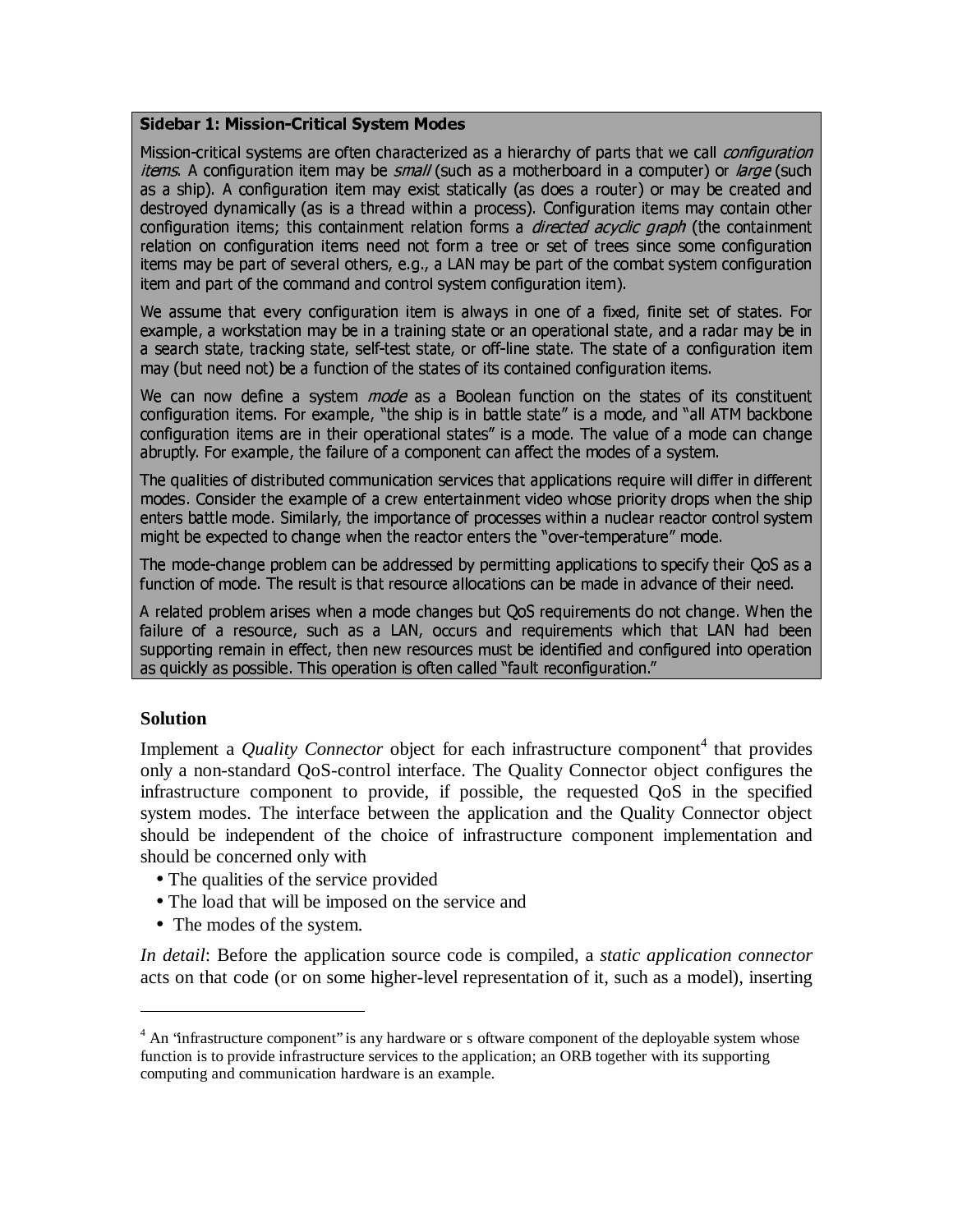**Sidebar 1: Mission-Critical System Modes**

Mission-critical systems are often characterized as a hierarchy of parts that we call *configuration items*. A configuration item may be *small* (such as a motherboard in a computer) or *large* (such as a ship). A configuration item may exist statically (as does a router) or may be created and destroyed dynamically (as is a thread within a process). Configuration items may contain other configuration items; this containment relation forms a *directed acyclic graph* (the containment relation on configuration items need not form a tree or set of trees since some configuration items may be part of several others, e.g., a LAN may be part of the combat system configuration item and part of the command and control system configuration item).

We assume that every configuration item is always in one of a fixed, finite set of states. For example, a workstation may be in a training state or an operational state, and a radar may be in a search state, tracking state, self-test state, or off-line state. The state of a configuration item may (but need not) be a function of the states of its contained configuration items.

We can now define a system *mode* as a Boolean function on the states of its constituent configuration items. For example, "the ship is in battle state" is a mode, and "all ATM backbone configuration items are in their operational states" is a mode. The value of a mode can change abruptly. For example, the failure of a component can affect the modes of a system.

The qualities of distributed communication services that applications require will differ in different modes. Consider the example of a crew entertainment video whose priority drops when the ship enters battle mode. Similarly, the importance of processes within a nuclear reactor control system might be expected to change when the reactor enters the "over-temperature" mode.

The mode-change problem can be addressed by permitting applications to specify their QoS as a function of mode. The result is that resource allocations can be made in advance of their need.

A related problem arises when a mode changes but QoS requirements do not change. When the failure of a resource, such as a LAN, occurs and requirements which that LAN had been supporting remain in effect, then new resources must be identified and configured into operation as quickly as possible. This operation is often called "fault reconfiguration."

**Solution**

Implement a *Quality Connector* object for each infrastructure component[4] that provides only a non-standard QoS-control interface. The Quality Connector object configures the infrastructure component to provide, if possible, the requested QoS in the specified system modes. The interface between the application and the Quality Connector object should be independent of the choice of infrastructure component implementation and should be concerned only with

- The qualities of the service provided
- The load that will be imposed on the service and
- The modes of the system.

*In detail*: Before the application source code is compiled, a *static application connector* acts on that code (or on some higher-level representation of it, such as a model), inserting

---

[4] An "infrastructure component" is any hardware or software component of the deployable system whose function is to provide infrastructure services to the application; an ORB together with its supporting computing and communication hardware is an example.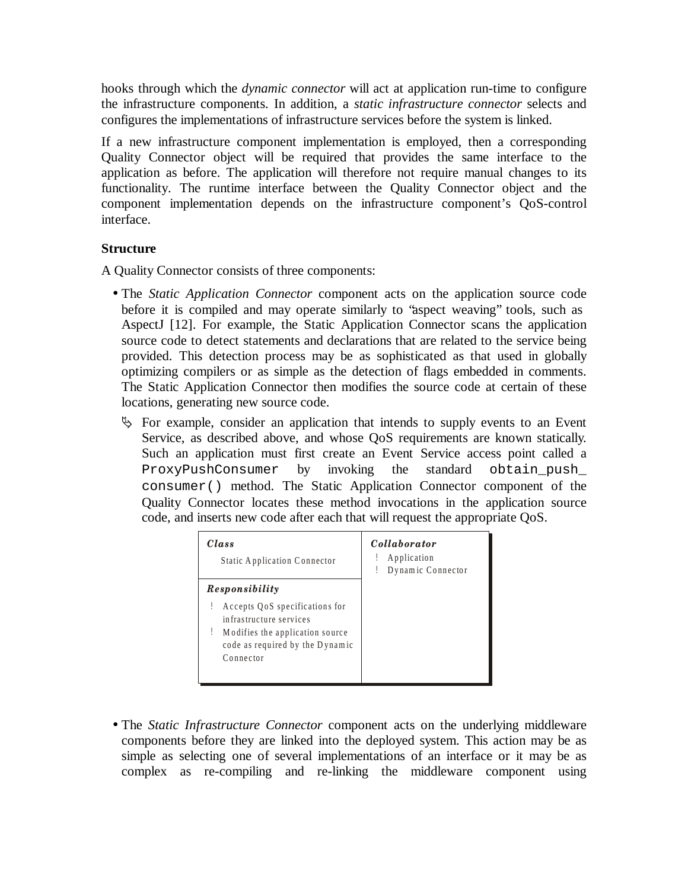hooks through which the *dynamic connector* will act at application run-time to configure the infrastructure components. In addition, a *static infrastructure connector* selects and configures the implementations of infrastructure services before the system is linked.

If a new infrastructure component implementation is employed, then a corresponding Quality Connector object will be required that provides the same interface to the application as before. The application will therefore not require manual changes to its functionality. The runtime interface between the Quality Connector object and the component implementation depends on the infrastructure component's QoS-control interface.

### Structure

A Quality Connector consists of three components:

- The *Static Application Connector* component acts on the application source code before it is compiled and may operate similarly to "aspect weaving" tools, such as AspectJ [12]. For example, the Static Application Connector scans the application source code to detect statements and declarations that are related to the service being provided. This detection process may be as sophisticated as that used in globally optimizing compilers or as simple as the detection of flags embedded in comments. The Static Application Connector then modifies the source code at certain of these locations, generating new source code.

  ➢ For example, consider an application that intends to supply events to an Event Service, as described above, and whose QoS requirements are known statically. Such an application must first create an Event Service access point called a `ProxyPushConsumer` by invoking the standard `obtain_push_consumer()` method. The Static Application Connector component of the Quality Connector locates these method invocations in the application source code, and inserts new code after each that will request the appropriate QoS.

| ***Class*** Static Application Connector | ***Collaborator*** |
| --- | --- |
| ***Responsibility*** | ! Application<br>! Dynamic Connector |
| ! Accepts QoS specifications for infrastructure services<br>! Modifies the application source code as required by the Dynamic Connector | |

- The *Static Infrastructure Connector* component acts on the underlying middleware components before they are linked into the deployed system. This action may be as simple as selecting one of several implementations of an interface or it may be as complex as re-compiling and re-linking the middleware component using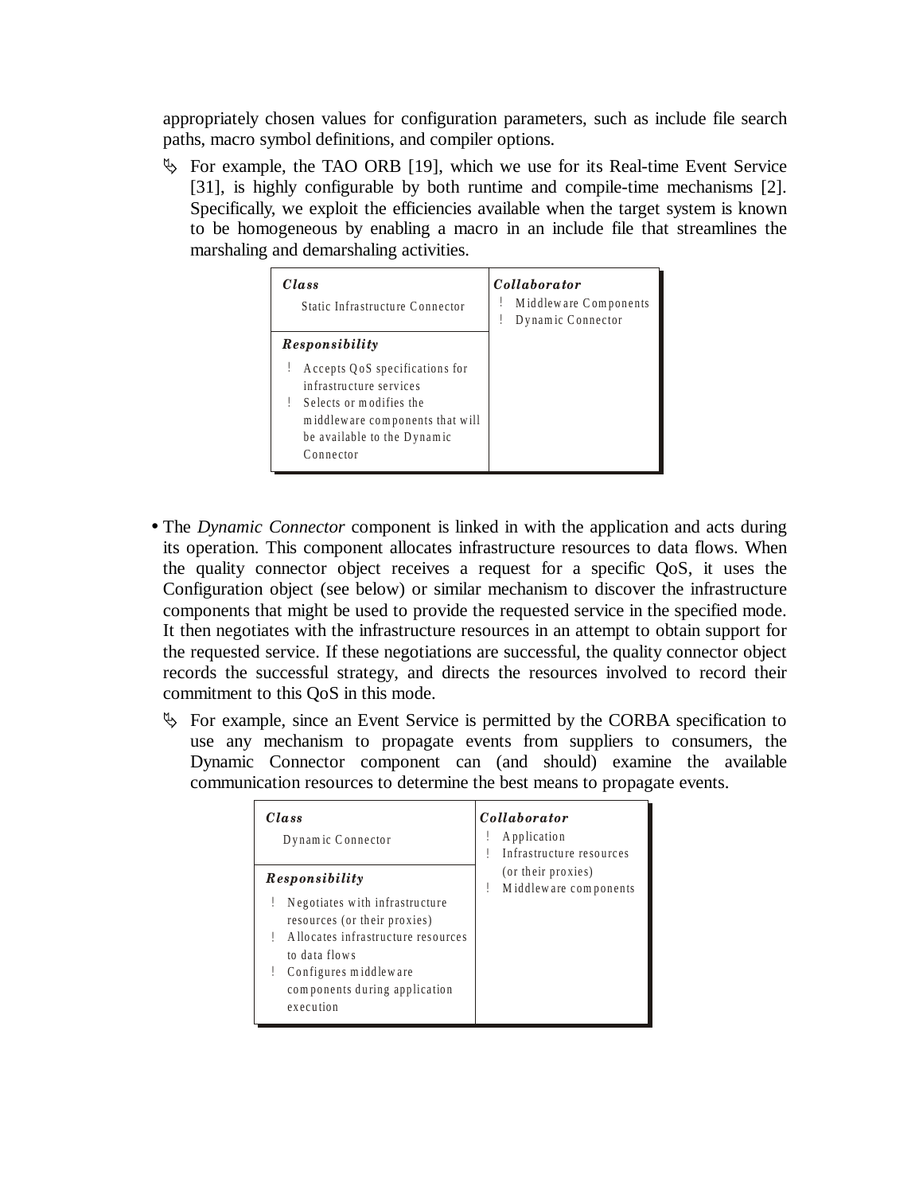appropriately chosen values for configuration parameters, such as include file search paths, macro symbol definitions, and compiler options.

> For example, the TAO ORB [19], which we use for its Real-time Event Service [31], is highly configurable by both runtime and compile-time mechanisms [2]. Specifically, we exploit the efficiencies available when the target system is known to be homogeneous by enabling a macro in an include file that streamlines the marshaling and demarshaling activities.

| ***Class*** Static Infrastructure Connector | ***Collaborator*** |
| --- | --- |
| ***Responsibility*** <br>• Accepts QoS specifications for infrastructure services <br>• Selects or modifies the middleware components that will be available to the Dynamic Connector | • Middleware Components <br>• Dynamic Connector |

- The *Dynamic Connector* component is linked in with the application and acts during its operation. This component allocates infrastructure resources to data flows. When the quality connector object receives a request for a specific QoS, it uses the Configuration object (see below) or similar mechanism to discover the infrastructure components that might be used to provide the requested service in the specified mode. It then negotiates with the infrastructure resources in an attempt to obtain support for the requested service. If these negotiations are successful, the quality connector object records the successful strategy, and directs the resources involved to record their commitment to this QoS in this mode.

> For example, since an Event Service is permitted by the CORBA specification to use any mechanism to propagate events from suppliers to consumers, the Dynamic Connector component can (and should) examine the available communication resources to determine the best means to propagate events.

| ***Class*** Dynamic Connector | ***Collaborator*** |
| --- | --- |
| ***Responsibility*** <br>• Negotiates with infrastructure resources (or their proxies) <br>• Allocates infrastructure resources to data flows <br>• Configures middleware components during application execution | • Application <br>• Infrastructure resources (or their proxies) <br>• Middleware components |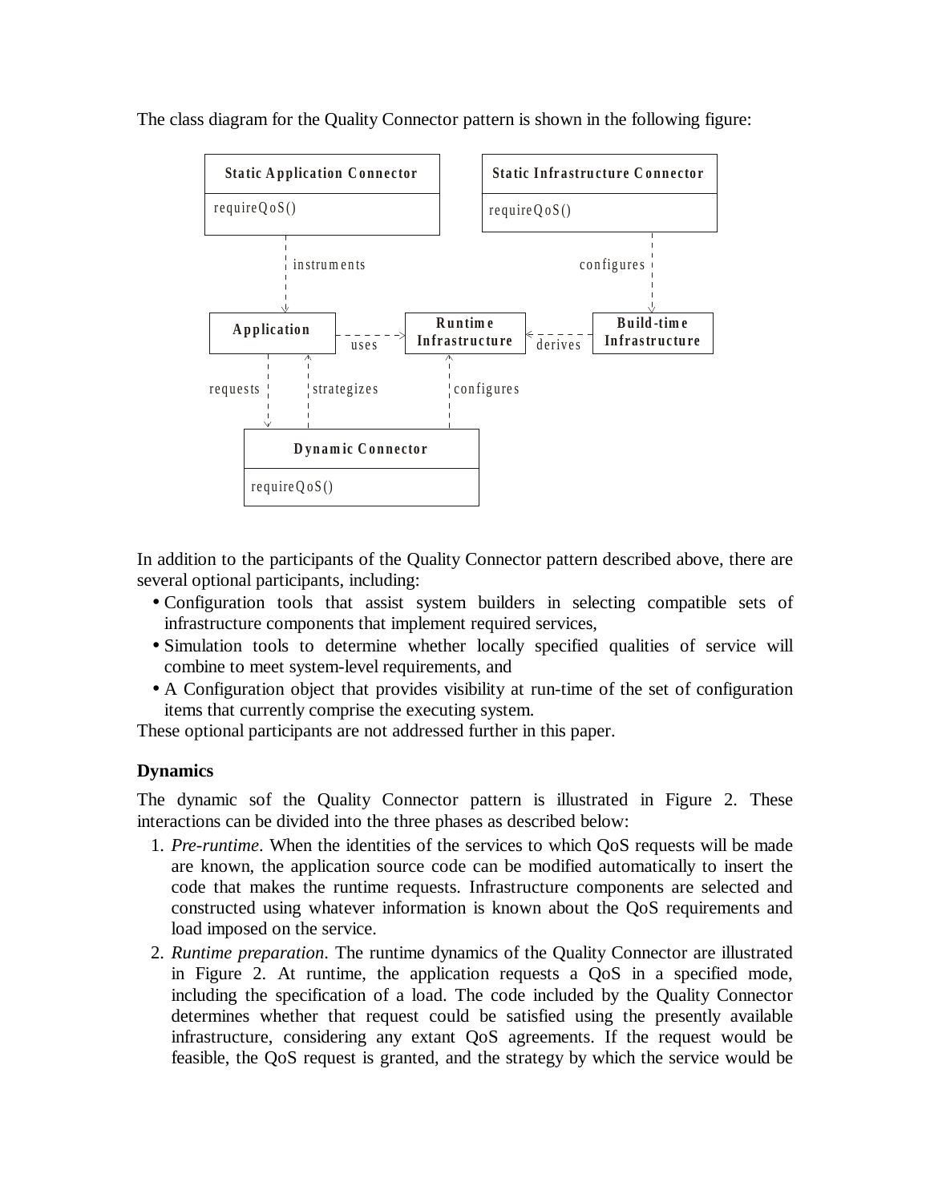The class diagram for the Quality Connector pattern is shown in the following figure:

In addition to the participants of the Quality Connector pattern described above, there are several optional participants, including:

- Configuration tools that assist system builders in selecting compatible sets of infrastructure components that implement required services,
- Simulation tools to determine whether locally specified qualities of service will combine to meet system-level requirements, and
- A Configuration object that provides visibility at run-time of the set of configuration items that currently comprise the executing system.

These optional participants are not addressed further in this paper.

### Dynamics

The dynamic sof the Quality Connector pattern is illustrated in Figure 2. These interactions can be divided into the three phases as described below:

1. *Pre-runtime*. When the identities of the services to which QoS requests will be made are known, the application source code can be modified automatically to insert the code that makes the runtime requests. Infrastructure components are selected and constructed using whatever information is known about the QoS requirements and load imposed on the service.
2. *Runtime preparation*. The runtime dynamics of the Quality Connector are illustrated in Figure 2. At runtime, the application requests a QoS in a specified mode, including the specification of a load. The code included by the Quality Connector determines whether that request could be satisfied using the presently available infrastructure, considering any extant QoS agreements. If the request would be feasible, the QoS request is granted, and the strategy by which the service would be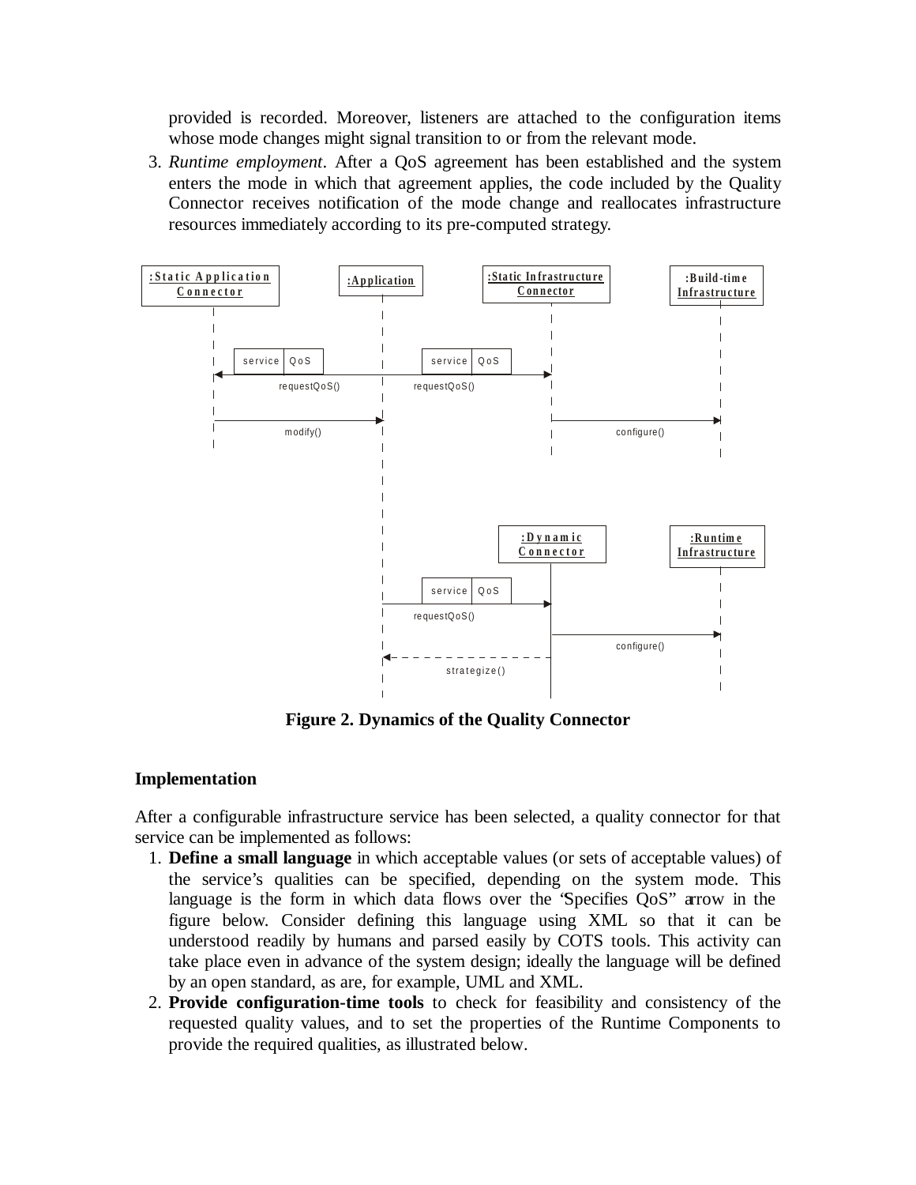provided is recorded. Moreover, listeners are attached to the configuration items whose mode changes might signal transition to or from the relevant mode.

3. *Runtime employment*. After a QoS agreement has been established and the system enters the mode in which that agreement applies, the code included by the Quality Connector receives notification of the mode change and reallocates infrastructure resources immediately according to its pre-computed strategy.

**Figure 2. Dynamics of the Quality Connector**

## Implementation

After a configurable infrastructure service has been selected, a quality connector for that service can be implemented as follows:

1. **Define a small language** in which acceptable values (or sets of acceptable values) of the service's qualities can be specified, depending on the system mode. This language is the form in which data flows over the "Specifies QoS" arrow in the figure below. Consider defining this language using XML so that it can be understood readily by humans and parsed easily by COTS tools. This activity can take place even in advance of the system design; ideally the language will be defined by an open standard, as are, for example, UML and XML.
2. **Provide configuration-time tools** to check for feasibility and consistency of the requested quality values, and to set the properties of the Runtime Components to provide the required qualities, as illustrated below.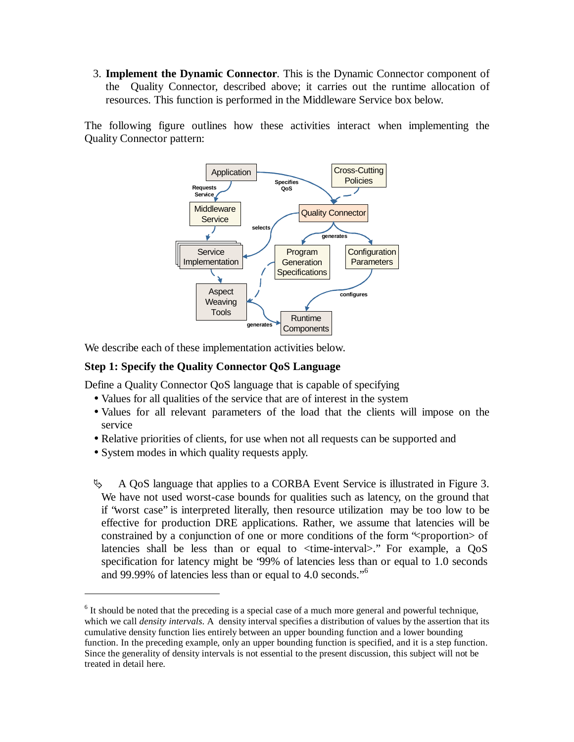3. **Implement the Dynamic Connector**. This is the Dynamic Connector component of the Quality Connector, described above; it carries out the runtime allocation of resources. This function is performed in the Middleware Service box below.

The following figure outlines how these activities interact when implementing the Quality Connector pattern:

We describe each of these implementation activities below.

**Step 1: Specify the Quality Connector QoS Language**

Define a Quality Connector QoS language that is capable of specifying

- Values for all qualities of the service that are of interest in the system
- Values for all relevant parameters of the load that the clients will impose on the service
- Relative priorities of clients, for use when not all requests can be supported and
- System modes in which quality requests apply.

☞ A QoS language that applies to a CORBA Event Service is illustrated in Figure 3. We have not used worst-case bounds for qualities such as latency, on the ground that if "worst case" is interpreted literally, then resource utilization may be too low to be effective for production DRE applications. Rather, we assume that latencies will be constrained by a conjunction of one or more conditions of the form "<proportion> of latencies shall be less than or equal to <time-interval>." For example, a QoS specification for latency might be '99% of latencies less than or equal to 1.0 seconds and 99.99% of latencies less than or equal to 4.0 seconds."[6]

---

[6] It should be noted that the preceding is a special case of a much more general and powerful technique, which we call *density intervals*. A density interval specifies a distribution of values by the assertion that its cumulative density function lies entirely between an upper bounding function and a lower bounding function. In the preceding example, only an upper bounding function is specified, and it is a step function. Since the generality of density intervals is not essential to the present discussion, this subject will not be treated in detail here.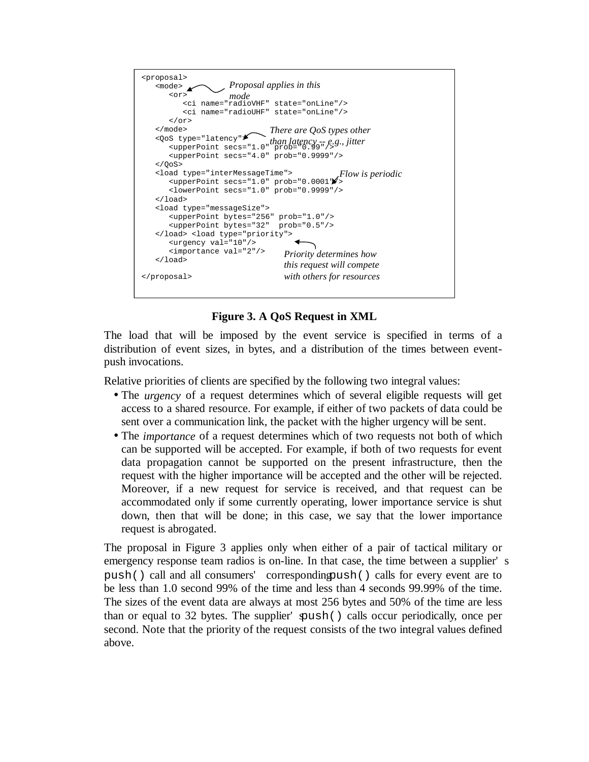```
<proposal>
   <mode>                    Proposal applies in this
      <or>                   mode
         <ci name="radioVHF" state="onLine"/>
         <ci name="radioUHF" state="onLine"/>
      </or>
   </mode>                          There are QoS types other
   <QoS type="latency">             than latency -- e.g., jitter
      <upperPoint secs="1.0" prob="0.99"/>
      <upperPoint secs="4.0" prob="0.9999"/>
   </QoS>
   <load type="interMessageTime">              Flow is periodic
      <upperPoint secs="1.0" prob="0.0001"/>
      <lowerPoint secs="1.0" prob="0.9999"/>
   </load>
   <load type="messageSize">
      <upperPoint bytes="256" prob="1.0"/>
      <upperPoint bytes="32"  prob="0.5"/>
   </load> <load type="priority">
      <urgency val="10"/>
      <importance val="2"/>          Priority determines how
   </load>                           this request will compete
</proposal>                          with others for resources
```

**Figure 3. A QoS Request in XML**

The load that will be imposed by the event service is specified in terms of a distribution of event sizes, in bytes, and a distribution of the times between event-push invocations.

Relative priorities of clients are specified by the following two integral values:

- The *urgency* of a request determines which of several eligible requests will get access to a shared resource. For example, if either of two packets of data could be sent over a communication link, the packet with the higher urgency will be sent.
- The *importance* of a request determines which of two requests not both of which can be supported will be accepted. For example, if both of two requests for event data propagation cannot be supported on the present infrastructure, then the request with the higher importance will be accepted and the other will be rejected. Moreover, if a new request for service is received, and that request can be accommodated only if some currently operating, lower importance service is shut down, then that will be done; in this case, we say that the lower importance request is abrogated.

The proposal in Figure 3 applies only when either of a pair of tactical military or emergency response team radios is on-line. In that case, the time between a supplier's `push()` call and all consumers' corresponding `push()` calls for every event are to be less than 1.0 second 99% of the time and less than 4 seconds 99.99% of the time. The sizes of the event data are always at most 256 bytes and 50% of the time are less than or equal to 32 bytes. The supplier's `push()` calls occur periodically, once per second. Note that the priority of the request consists of the two integral values defined above.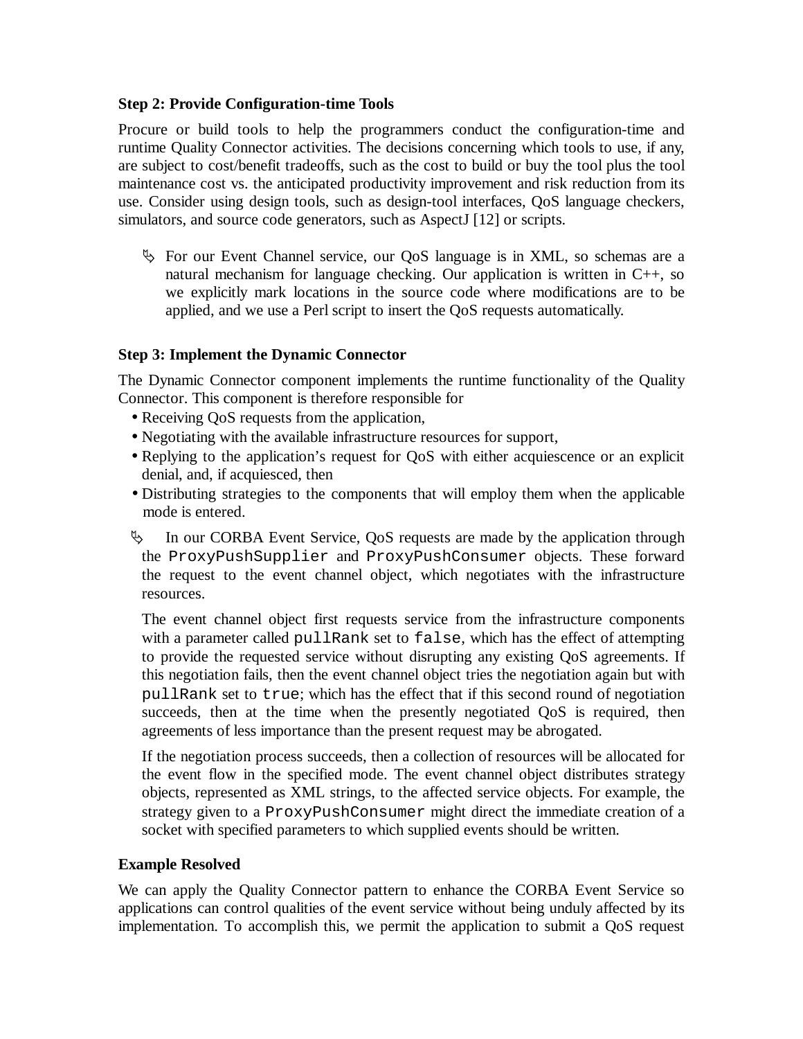**Step 2: Provide Configuration-time Tools**

Procure or build tools to help the programmers conduct the configuration-time and runtime Quality Connector activities. The decisions concerning which tools to use, if any, are subject to cost/benefit tradeoffs, such as the cost to build or buy the tool plus the tool maintenance cost vs. the anticipated productivity improvement and risk reduction from its use. Consider using design tools, such as design-tool interfaces, QoS language checkers, simulators, and source code generators, such as AspectJ [12] or scripts.

> ✎ For our Event Channel service, our QoS language is in XML, so schemas are a natural mechanism for language checking. Our application is written in C++, so we explicitly mark locations in the source code where modifications are to be applied, and we use a Perl script to insert the QoS requests automatically.

**Step 3: Implement the Dynamic Connector**

The Dynamic Connector component implements the runtime functionality of the Quality Connector. This component is therefore responsible for

- Receiving QoS requests from the application,
- Negotiating with the available infrastructure resources for support,
- Replying to the application's request for QoS with either acquiescence or an explicit denial, and, if acquiesced, then
- Distributing strategies to the components that will employ them when the applicable mode is entered.

> ✎ In our CORBA Event Service, QoS requests are made by the application through the `ProxyPushSupplier` and `ProxyPushConsumer` objects. These forward the request to the event channel object, which negotiates with the infrastructure resources.
>
> The event channel object first requests service from the infrastructure components with a parameter called `pullRank` set to `false`, which has the effect of attempting to provide the requested service without disrupting any existing QoS agreements. If this negotiation fails, then the event channel object tries the negotiation again but with `pullRank` set to `true`; which has the effect that if this second round of negotiation succeeds, then at the time when the presently negotiated QoS is required, then agreements of less importance than the present request may be abrogated.
>
> If the negotiation process succeeds, then a collection of resources will be allocated for the event flow in the specified mode. The event channel object distributes strategy objects, represented as XML strings, to the affected service objects. For example, the strategy given to a `ProxyPushConsumer` might direct the immediate creation of a socket with specified parameters to which supplied events should be written.

**Example Resolved**

We can apply the Quality Connector pattern to enhance the CORBA Event Service so applications can control qualities of the event service without being unduly affected by its implementation. To accomplish this, we permit the application to submit a QoS request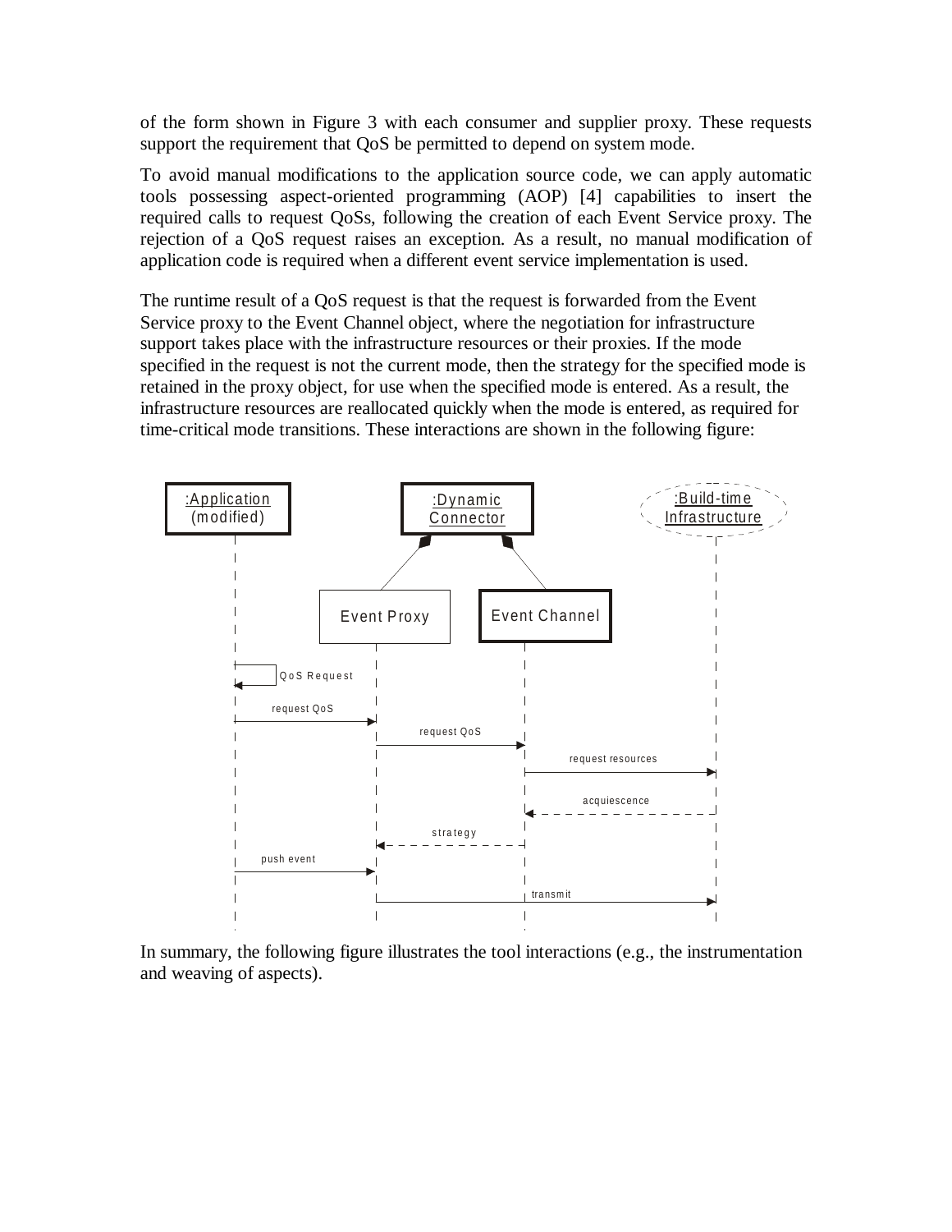of the form shown in Figure 3 with each consumer and supplier proxy. These requests support the requirement that QoS be permitted to depend on system mode.

To avoid manual modifications to the application source code, we can apply automatic tools possessing aspect-oriented programming (AOP) [4] capabilities to insert the required calls to request QoSs, following the creation of each Event Service proxy. The rejection of a QoS request raises an exception. As a result, no manual modification of application code is required when a different event service implementation is used.

The runtime result of a QoS request is that the request is forwarded from the Event Service proxy to the Event Channel object, where the negotiation for infrastructure support takes place with the infrastructure resources or their proxies. If the mode specified in the request is not the current mode, then the strategy for the specified mode is retained in the proxy object, for use when the specified mode is entered. As a result, the infrastructure resources are reallocated quickly when the mode is entered, as required for time-critical mode transitions. These interactions are shown in the following figure:

:Application (modified) | :Dynamic Connector | :Build-time Infrastructure | Event Proxy | Event Channel

QoS Request; request QoS; request QoS; request resources; acquiescence; strategy; push event; transmit

In summary, the following figure illustrates the tool interactions (e.g., the instrumentation and weaving of aspects).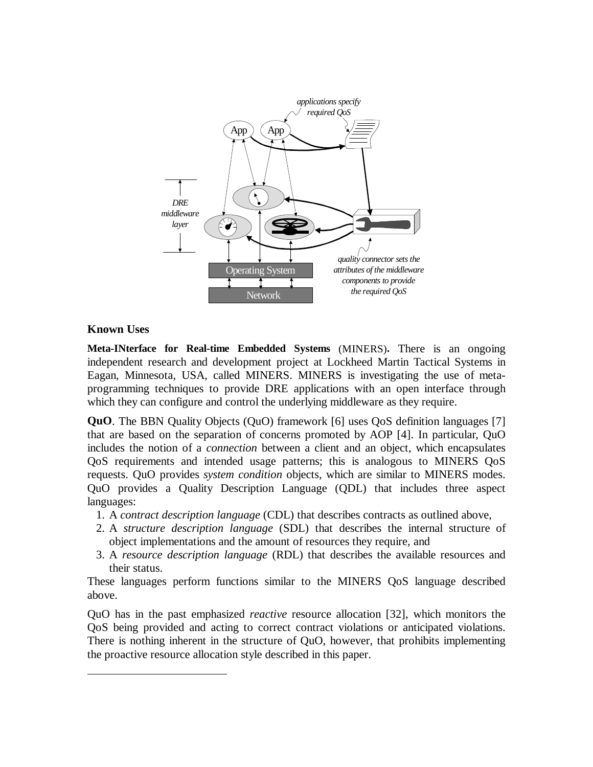applications specify required QoS

App App

DRE middleware layer

Operating System

Network

quality connector sets the attributes of the middleware components to provide the required QoS

**Known Uses**

**Meta-INterface for Real-time Embedded Systems** (MINERS)**.** There is an ongoing independent research and development project at Lockheed Martin Tactical Systems in Eagan, Minnesota, USA, called MINERS. MINERS is investigating the use of meta-programming techniques to provide DRE applications with an open interface through which they can configure and control the underlying middleware as they require.

**QuO**. The BBN Quality Objects (QuO) framework [6] uses QoS definition languages [7] that are based on the separation of concerns promoted by AOP [4]. In particular, QuO includes the notion of a *connection* between a client and an object, which encapsulates QoS requirements and intended usage patterns; this is analogous to MINERS QoS requests. QuO provides *system condition* objects, which are similar to MINERS modes. QuO provides a Quality Description Language (QDL) that includes three aspect languages:

1. A *contract description language* (CDL) that describes contracts as outlined above,
2. A *structure description language* (SDL) that describes the internal structure of object implementations and the amount of resources they require, and
3. A *resource description language* (RDL) that describes the available resources and their status.

These languages perform functions similar to the MINERS QoS language described above.

QuO has in the past emphasized *reactive* resource allocation [32], which monitors the QoS being provided and acting to correct contract violations or anticipated violations. There is nothing inherent in the structure of QuO, however, that prohibits implementing the proactive resource allocation style described in this paper.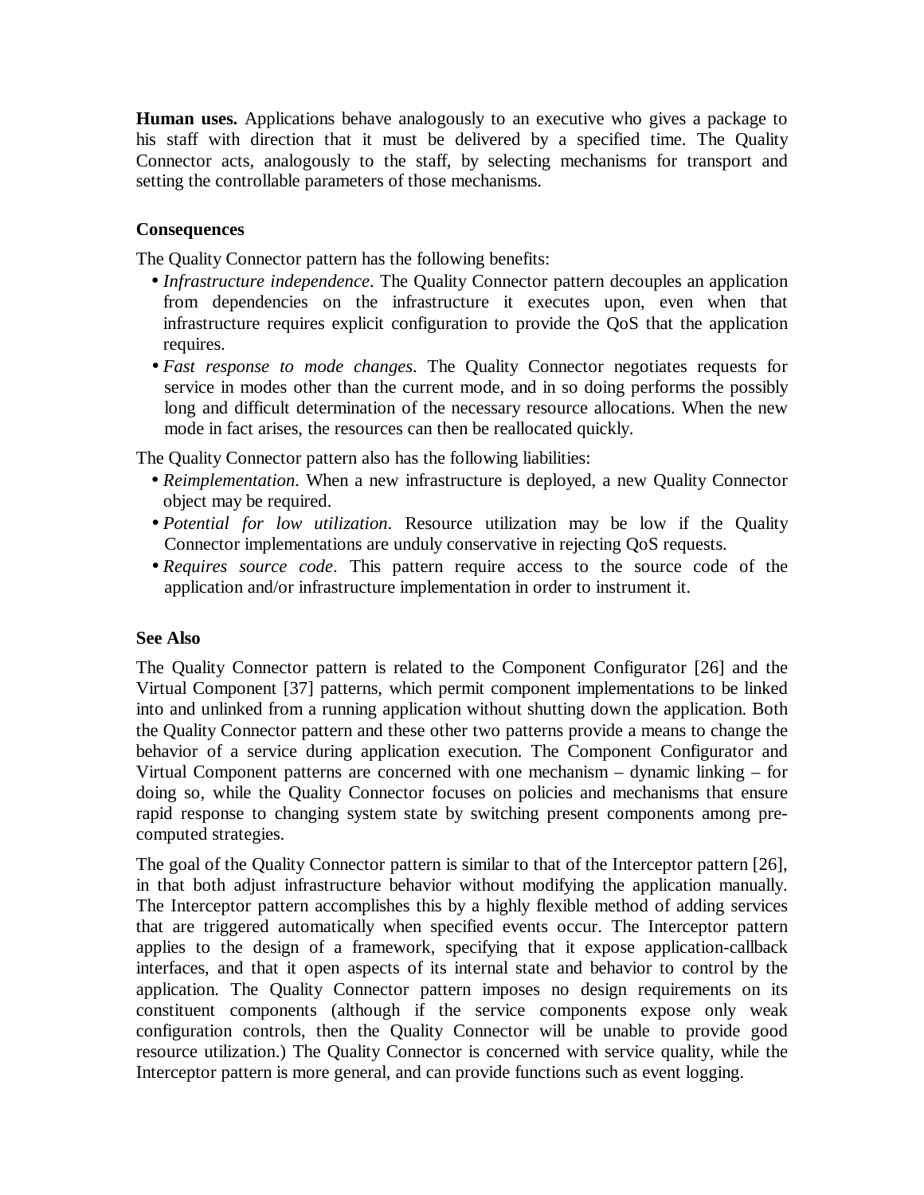**Human uses.** Applications behave analogously to an executive who gives a package to his staff with direction that it must be delivered by a specified time. The Quality Connector acts, analogously to the staff, by selecting mechanisms for transport and setting the controllable parameters of those mechanisms.

### Consequences

The Quality Connector pattern has the following benefits:

- *Infrastructure independence*. The Quality Connector pattern decouples an application from dependencies on the infrastructure it executes upon, even when that infrastructure requires explicit configuration to provide the QoS that the application requires.
- *Fast response to mode changes*. The Quality Connector negotiates requests for service in modes other than the current mode, and in so doing performs the possibly long and difficult determination of the necessary resource allocations. When the new mode in fact arises, the resources can then be reallocated quickly.

The Quality Connector pattern also has the following liabilities:

- *Reimplementation*. When a new infrastructure is deployed, a new Quality Connector object may be required.
- *Potential for low utilization*. Resource utilization may be low if the Quality Connector implementations are unduly conservative in rejecting QoS requests.
- *Requires source code*. This pattern require access to the source code of the application and/or infrastructure implementation in order to instrument it.

### See Also

The Quality Connector pattern is related to the Component Configurator [26] and the Virtual Component [37] patterns, which permit component implementations to be linked into and unlinked from a running application without shutting down the application. Both the Quality Connector pattern and these other two patterns provide a means to change the behavior of a service during application execution. The Component Configurator and Virtual Component patterns are concerned with one mechanism – dynamic linking – for doing so, while the Quality Connector focuses on policies and mechanisms that ensure rapid response to changing system state by switching present components among pre-computed strategies.

The goal of the Quality Connector pattern is similar to that of the Interceptor pattern [26], in that both adjust infrastructure behavior without modifying the application manually. The Interceptor pattern accomplishes this by a highly flexible method of adding services that are triggered automatically when specified events occur. The Interceptor pattern applies to the design of a framework, specifying that it expose application-callback interfaces, and that it open aspects of its internal state and behavior to control by the application. The Quality Connector pattern imposes no design requirements on its constituent components (although if the service components expose only weak configuration controls, then the Quality Connector will be unable to provide good resource utilization.) The Quality Connector is concerned with service quality, while the Interceptor pattern is more general, and can provide functions such as event logging.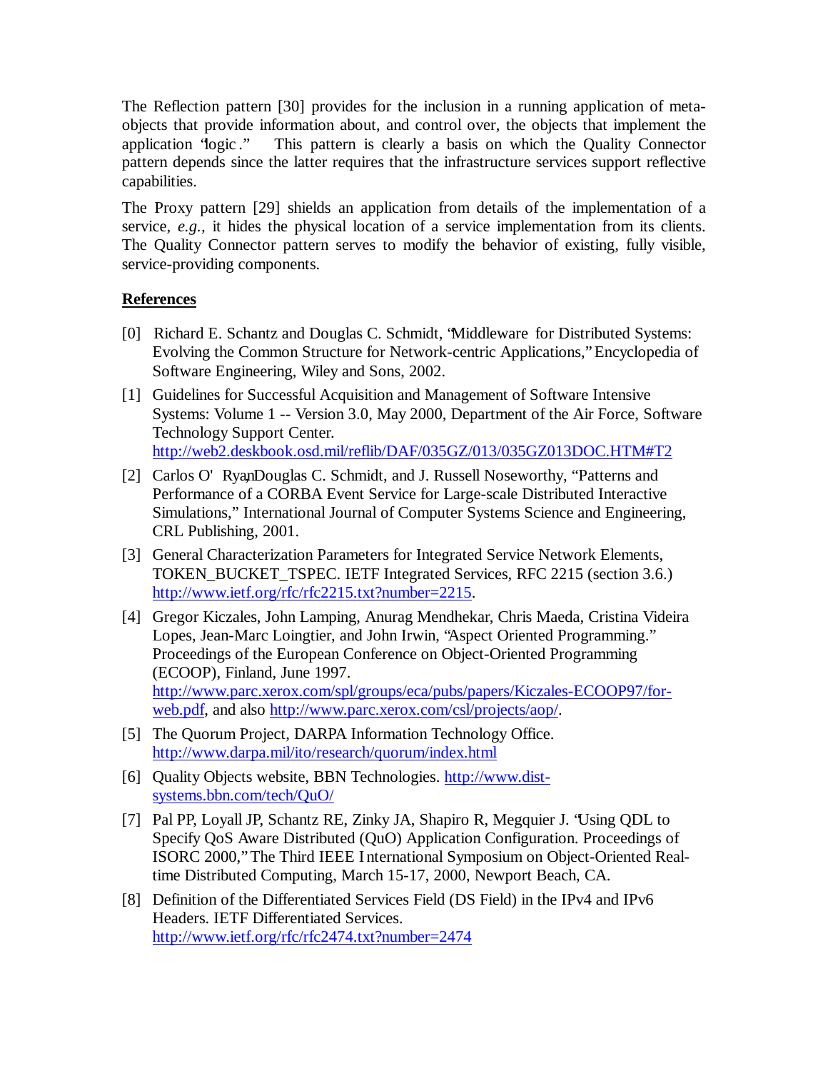The Reflection pattern [30] provides for the inclusion in a running application of meta-objects that provide information about, and control over, the objects that implement the application "logic." This pattern is clearly a basis on which the Quality Connector pattern depends since the latter requires that the infrastructure services support reflective capabilities.

The Proxy pattern [29] shields an application from details of the implementation of a service, *e.g.,* it hides the physical location of a service implementation from its clients. The Quality Connector pattern serves to modify the behavior of existing, fully visible, service-providing components.

**References**

[0] Richard E. Schantz and Douglas C. Schmidt, "Middleware for Distributed Systems: Evolving the Common Structure for Network-centric Applications," Encyclopedia of Software Engineering, Wiley and Sons, 2002.

[1] Guidelines for Successful Acquisition and Management of Software Intensive Systems: Volume 1 -- Version 3.0, May 2000, Department of the Air Force, Software Technology Support Center. http://web2.deskbook.osd.mil/reflib/DAF/035GZ/013/035GZ013DOC.HTM#T2

[2] Carlos O'Ryan, Douglas C. Schmidt, and J. Russell Noseworthy, "Patterns and Performance of a CORBA Event Service for Large-scale Distributed Interactive Simulations," International Journal of Computer Systems Science and Engineering, CRL Publishing, 2001.

[3] General Characterization Parameters for Integrated Service Network Elements, TOKEN_BUCKET_TSPEC. IETF Integrated Services, RFC 2215 (section 3.6.) http://www.ietf.org/rfc/rfc2215.txt?number=2215.

[4] Gregor Kiczales, John Lamping, Anurag Mendhekar, Chris Maeda, Cristina Videira Lopes, Jean-Marc Loingtier, and John Irwin, "Aspect Oriented Programming." Proceedings of the European Conference on Object-Oriented Programming (ECOOP), Finland, June 1997. http://www.parc.xerox.com/spl/groups/eca/pubs/papers/Kiczales-ECOOP97/for-web.pdf, and also http://www.parc.xerox.com/csl/projects/aop/.

[5] The Quorum Project, DARPA Information Technology Office. http://www.darpa.mil/ito/research/quorum/index.html

[6] Quality Objects website, BBN Technologies. http://www.dist-systems.bbn.com/tech/QuO/

[7] Pal PP, Loyall JP, Schantz RE, Zinky JA, Shapiro R, Megquier J. "Using QDL to Specify QoS Aware Distributed (QuO) Application Configuration. Proceedings of ISORC 2000," The Third IEEE International Symposium on Object-Oriented Real-time Distributed Computing, March 15-17, 2000, Newport Beach, CA.

[8] Definition of the Differentiated Services Field (DS Field) in the IPv4 and IPv6 Headers. IETF Differentiated Services. http://www.ietf.org/rfc/rfc2474.txt?number=2474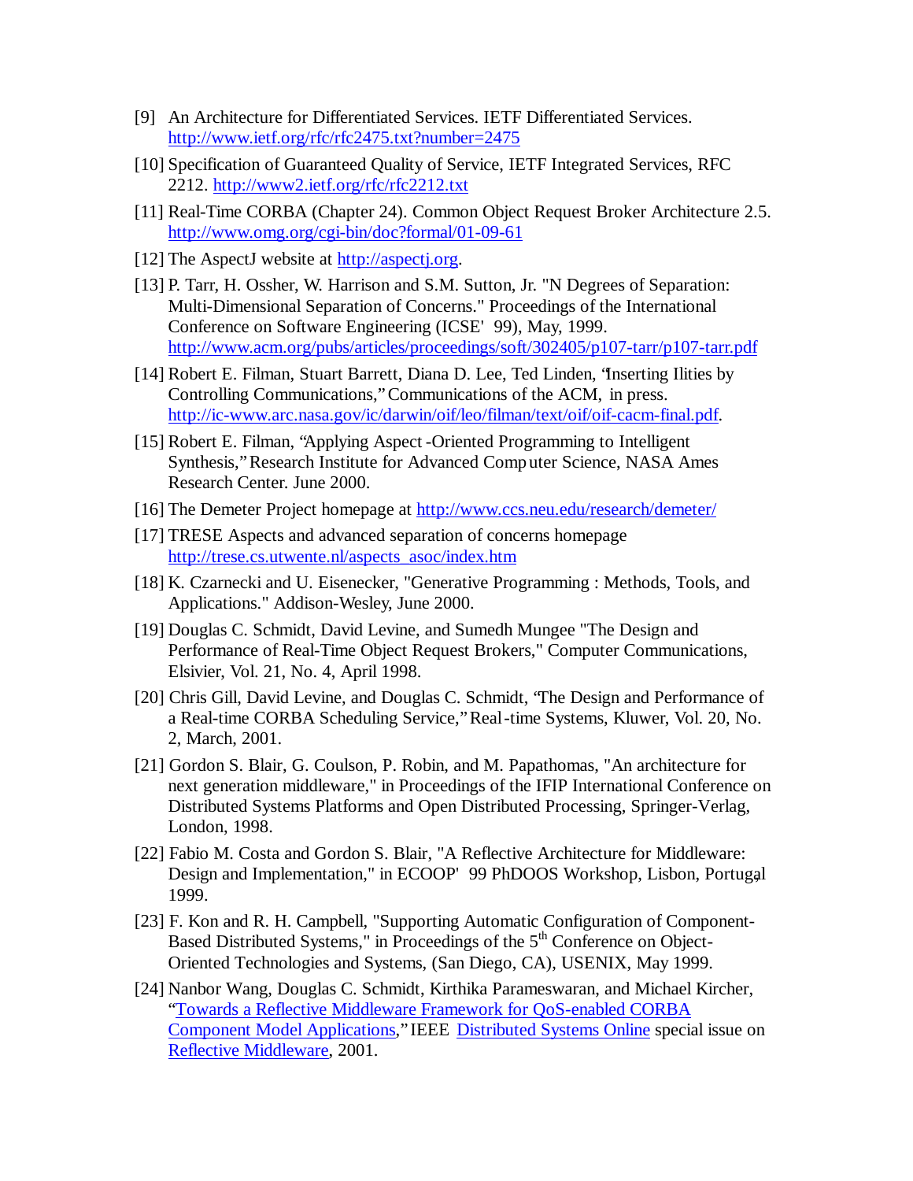[9] An Architecture for Differentiated Services. IETF Differentiated Services. http://www.ietf.org/rfc/rfc2475.txt?number=2475

[10] Specification of Guaranteed Quality of Service, IETF Integrated Services, RFC 2212. http://www2.ietf.org/rfc/rfc2212.txt

[11] Real-Time CORBA (Chapter 24). Common Object Request Broker Architecture 2.5. http://www.omg.org/cgi-bin/doc?formal/01-09-61

[12] The AspectJ website at http://aspectj.org.

[13] P. Tarr, H. Ossher, W. Harrison and S.M. Sutton, Jr. "N Degrees of Separation: Multi-Dimensional Separation of Concerns." Proceedings of the International Conference on Software Engineering (ICSE' 99), May, 1999. http://www.acm.org/pubs/articles/proceedings/soft/302405/p107-tarr/p107-tarr.pdf

[14] Robert E. Filman, Stuart Barrett, Diana D. Lee, Ted Linden, "Inserting Ilities by Controlling Communications," Communications of the ACM, in press. http://ic-www.arc.nasa.gov/ic/darwin/oif/leo/filman/text/oif/oif-cacm-final.pdf.

[15] Robert E. Filman, "Applying Aspect-Oriented Programming to Intelligent Synthesis," Research Institute for Advanced Computer Science, NASA Ames Research Center. June 2000.

[16] The Demeter Project homepage at http://www.ccs.neu.edu/research/demeter/

[17] TRESE Aspects and advanced separation of concerns homepage http://trese.cs.utwente.nl/aspects_asoc/index.htm

[18] K. Czarnecki and U. Eisenecker, "Generative Programming : Methods, Tools, and Applications." Addison-Wesley, June 2000.

[19] Douglas C. Schmidt, David Levine, and Sumedh Mungee "The Design and Performance of Real-Time Object Request Brokers," Computer Communications, Elsivier, Vol. 21, No. 4, April 1998.

[20] Chris Gill, David Levine, and Douglas C. Schmidt, "The Design and Performance of a Real-time CORBA Scheduling Service," Real-time Systems, Kluwer, Vol. 20, No. 2, March, 2001.

[21] Gordon S. Blair, G. Coulson, P. Robin, and M. Papathomas, "An architecture for next generation middleware," in Proceedings of the IFIP International Conference on Distributed Systems Platforms and Open Distributed Processing, Springer-Verlag, London, 1998.

[22] Fabio M. Costa and Gordon S. Blair, "A Reflective Architecture for Middleware: Design and Implementation," in ECOOP' 99 PhDOOS Workshop, Lisbon, Portugal, 1999.

[23] F. Kon and R. H. Campbell, "Supporting Automatic Configuration of Component-Based Distributed Systems," in Proceedings of the 5th Conference on Object-Oriented Technologies and Systems, (San Diego, CA), USENIX, May 1999.

[24] Nanbor Wang, Douglas C. Schmidt, Kirthika Parameswaran, and Michael Kircher, "Towards a Reflective Middleware Framework for QoS-enabled CORBA Component Model Applications," IEEE Distributed Systems Online special issue on Reflective Middleware, 2001.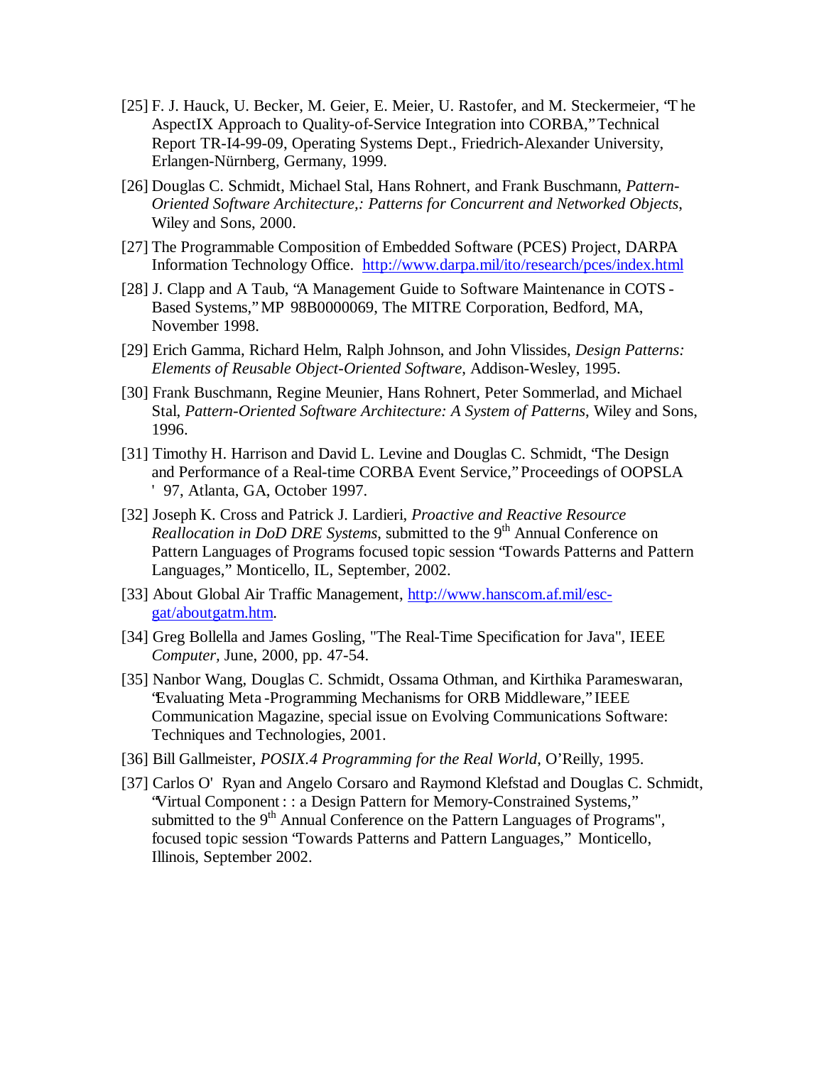[25] F. J. Hauck, U. Becker, M. Geier, E. Meier, U. Rastofer, and M. Steckermeier, "The AspectIX Approach to Quality-of-Service Integration into CORBA," Technical Report TR-I4-99-09, Operating Systems Dept., Friedrich-Alexander University, Erlangen-Nürnberg, Germany, 1999.

[26] Douglas C. Schmidt, Michael Stal, Hans Rohnert, and Frank Buschmann, *Pattern-Oriented Software Architecture,: Patterns for Concurrent and Networked Objects*, Wiley and Sons, 2000.

[27] The Programmable Composition of Embedded Software (PCES) Project, DARPA Information Technology Office. http://www.darpa.mil/ito/research/pces/index.html

[28] J. Clapp and A Taub, "A Management Guide to Software Maintenance in COTS-Based Systems," MP 98B0000069, The MITRE Corporation, Bedford, MA, November 1998.

[29] Erich Gamma, Richard Helm, Ralph Johnson, and John Vlissides, *Design Patterns: Elements of Reusable Object-Oriented Software*, Addison-Wesley, 1995.

[30] Frank Buschmann, Regine Meunier, Hans Rohnert, Peter Sommerlad, and Michael Stal, *Pattern-Oriented Software Architecture: A System of Patterns*, Wiley and Sons, 1996.

[31] Timothy H. Harrison and David L. Levine and Douglas C. Schmidt, "The Design and Performance of a Real-time CORBA Event Service," Proceedings of OOPSLA '97, Atlanta, GA, October 1997.

[32] Joseph K. Cross and Patrick J. Lardieri, *Proactive and Reactive Resource Reallocation in DoD DRE Systems*, submitted to the 9th Annual Conference on Pattern Languages of Programs focused topic session "Towards Patterns and Pattern Languages," Monticello, IL, September, 2002.

[33] About Global Air Traffic Management, http://www.hanscom.af.mil/esc-gat/aboutgatm.htm.

[34] Greg Bollella and James Gosling, "The Real-Time Specification for Java", IEEE *Computer*, June, 2000, pp. 47-54.

[35] Nanbor Wang, Douglas C. Schmidt, Ossama Othman, and Kirthika Parameswaran, "Evaluating Meta-Programming Mechanisms for ORB Middleware," IEEE Communication Magazine, special issue on Evolving Communications Software: Techniques and Technologies, 2001.

[36] Bill Gallmeister, *POSIX.4 Programming for the Real World*, O'Reilly, 1995.

[37] Carlos O'Ryan and Angelo Corsaro and Raymond Klefstad and Douglas C. Schmidt, "Virtual Component: : a Design Pattern for Memory-Constrained Systems," submitted to the 9th Annual Conference on the Pattern Languages of Programs", focused topic session "Towards Patterns and Pattern Languages," Monticello, Illinois, September 2002.